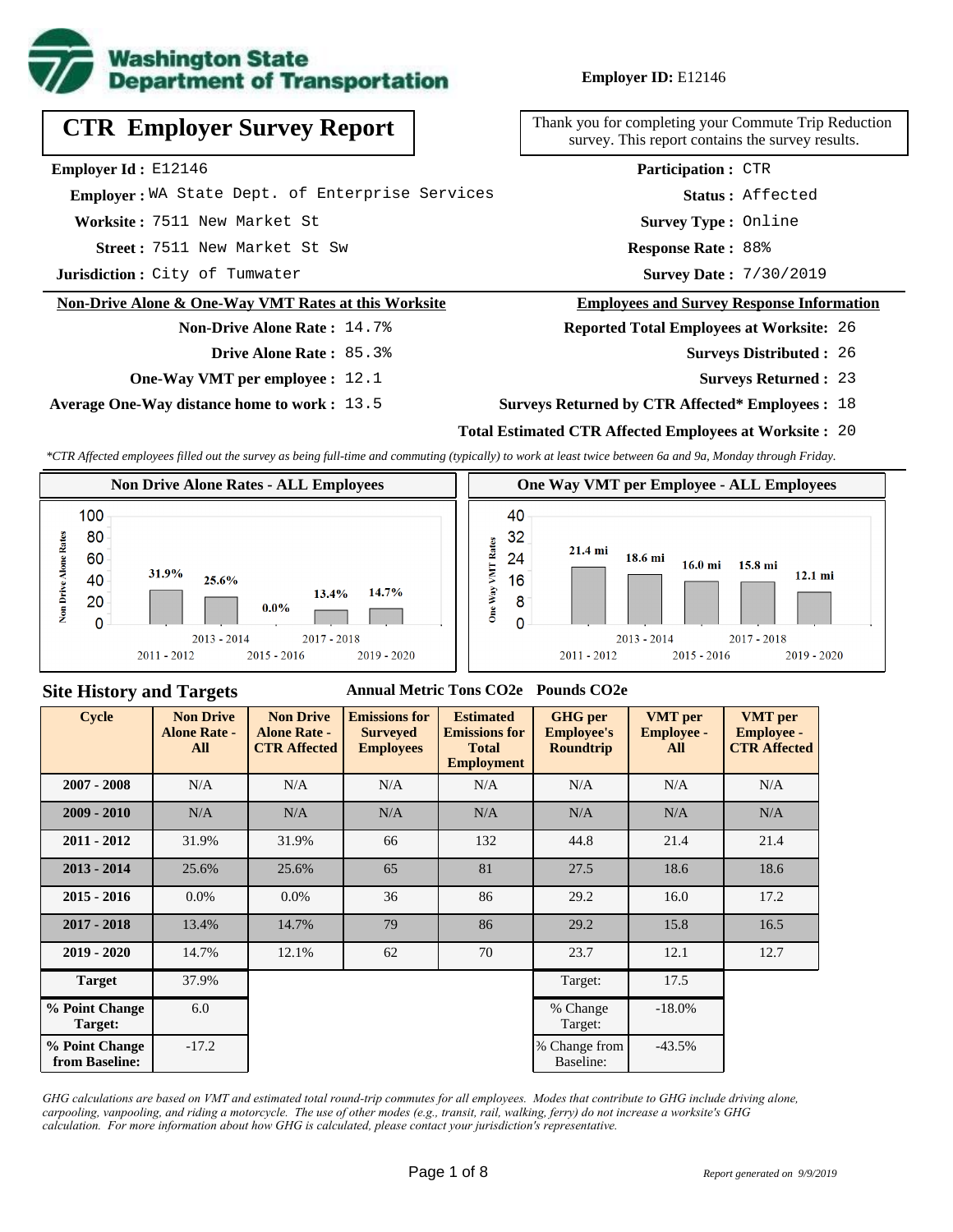**Employer ID:** E12146

# CTR Employer Survey Report

Thank you for completing your Commute Trip Reduction survey. This report contains the survey results.

**Employer Id :** E12146
**Employer :** WA State Dept. of Enterprise Services
**Worksite :** 7511 New Market St
**Street :** 7511 New Market St Sw
**Jurisdiction :** City of Tumwater

**Participation :** CTR
**Status :** Affected
**Survey Type :** Online
**Response Rate :** 88%
**Survey Date :** 7/30/2019

## Non-Drive Alone & One-Way VMT Rates at this Worksite

**Non-Drive Alone Rate :** 14.7%
**Drive Alone Rate :** 85.3%
**One-Way VMT per employee :** 12.1
**Average One-Way distance home to work :** 13.5

## Employees and Survey Response Information

**Reported Total Employees at Worksite:** 26
**Surveys Distributed :** 26
**Surveys Returned :** 23
**Surveys Returned by CTR Affected* Employees :** 18
**Total Estimated CTR Affected Employees at Worksite :** 20

*\*CTR Affected employees filled out the survey as being full-time and commuting (typically) to work at least twice between 6a and 9a, Monday through Friday.*

### Non Drive Alone Rates - ALL Employees

| Cycle | Non Drive Alone Rate |
|---|---|
| 2011 - 2012 | 31.9% |
| 2013 - 2014 | 25.6% |
| 2015 - 2016 | 0.0% |
| 2017 - 2018 | 13.4% |
| 2019 - 2020 | 14.7% |

### One Way VMT per Employee - ALL Employees

| Cycle | One Way VMT |
|---|---|
| 2011 - 2012 | 21.4 mi |
| 2013 - 2014 | 18.6 mi |
| 2015 - 2016 | 16.0 mi |
| 2017 - 2018 | 15.8 mi |
| 2019 - 2020 | 12.1 mi |

## Site History and Targets

| Cycle | Non Drive Alone Rate - All | Non Drive Alone Rate - CTR Affected | Emissions for Surveyed Employees (Annual Metric Tons CO2e) | Estimated Emissions for Total Employment (Annual Metric Tons CO2e) | GHG per Employee's Roundtrip (Pounds CO2e) | VMT per Employee - All | VMT per Employee - CTR Affected |
|---|---|---|---|---|---|---|---|
| 2007 - 2008 | N/A | N/A | N/A | N/A | N/A | N/A | N/A |
| 2009 - 2010 | N/A | N/A | N/A | N/A | N/A | N/A | N/A |
| 2011 - 2012 | 31.9% | 31.9% | 66 | 132 | 44.8 | 21.4 | 21.4 |
| 2013 - 2014 | 25.6% | 25.6% | 65 | 81 | 27.5 | 18.6 | 18.6 |
| 2015 - 2016 | 0.0% | 0.0% | 36 | 86 | 29.2 | 16.0 | 17.2 |
| 2017 - 2018 | 13.4% | 14.7% | 79 | 86 | 29.2 | 15.8 | 16.5 |
| 2019 - 2020 | 14.7% | 12.1% | 62 | 70 | 23.7 | 12.1 | 12.7 |
| Target | 37.9% | | | | Target: | 17.5 | |
| % Point Change Target: | 6.0 | | | | % Change Target: | -18.0% | |
| % Point Change from Baseline: | -17.2 | | | | % Change from Baseline: | -43.5% | |

*GHG calculations are based on VMT and estimated total round-trip commutes for all employees. Modes that contribute to GHG include driving alone, carpooling, vanpooling, and riding a motorcycle. The use of other modes (e.g., transit, rail, walking, ferry) do not increase a worksite's GHG calculation. For more information about how GHG is calculated, please contact your jurisdiction's representative.*

*Report generated on 9/9/2019*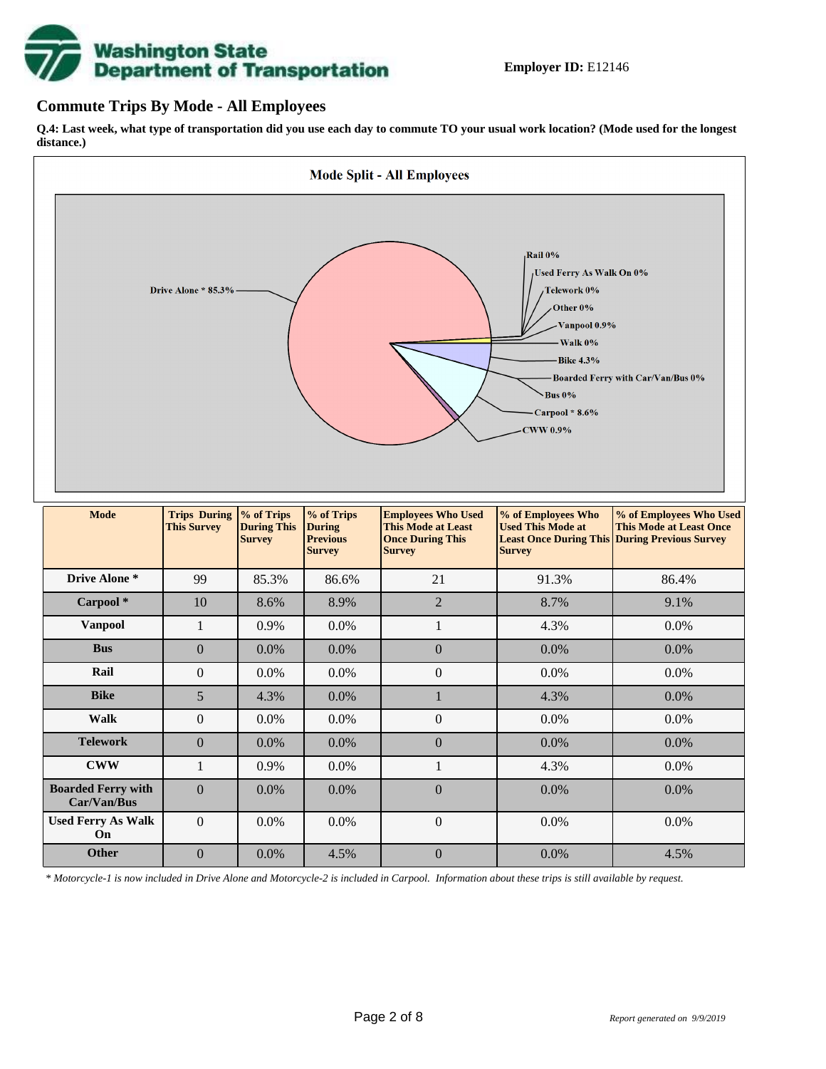**Employer ID:** E12146

## Commute Trips By Mode - All Employees

**Q.4: Last week, what type of transportation did you use each day to commute TO your usual work location? (Mode used for the longest distance.)**

**Mode Split - All Employees**

Drive Alone * 85.3%
Rail 0%
Used Ferry As Walk On 0%
Telework 0%
Other 0%
Vanpool 0.9%
Walk 0%
Bike 4.3%
Boarded Ferry with Car/Van/Bus 0%
Bus 0%
Carpool * 8.6%
CWW 0.9%

| Mode | Trips During This Survey | % of Trips During This Survey | % of Trips During Previous Survey | Employees Who Used This Mode at Least Once During This Survey | % of Employees Who Used This Mode at Least Once During This Survey | % of Employees Who Used This Mode at Least Once During Previous Survey |
|---|---|---|---|---|---|---|
| Drive Alone * | 99 | 85.3% | 86.6% | 21 | 91.3% | 86.4% |
| Carpool * | 10 | 8.6% | 8.9% | 2 | 8.7% | 9.1% |
| Vanpool | 1 | 0.9% | 0.0% | 1 | 4.3% | 0.0% |
| Bus | 0 | 0.0% | 0.0% | 0 | 0.0% | 0.0% |
| Rail | 0 | 0.0% | 0.0% | 0 | 0.0% | 0.0% |
| Bike | 5 | 4.3% | 0.0% | 1 | 4.3% | 0.0% |
| Walk | 0 | 0.0% | 0.0% | 0 | 0.0% | 0.0% |
| Telework | 0 | 0.0% | 0.0% | 0 | 0.0% | 0.0% |
| CWW | 1 | 0.9% | 0.0% | 1 | 4.3% | 0.0% |
| Boarded Ferry with Car/Van/Bus | 0 | 0.0% | 0.0% | 0 | 0.0% | 0.0% |
| Used Ferry As Walk On | 0 | 0.0% | 0.0% | 0 | 0.0% | 0.0% |
| Other | 0 | 0.0% | 4.5% | 0 | 0.0% | 4.5% |

*\* Motorcycle-1 is now included in Drive Alone and Motorcycle-2 is included in Carpool. Information about these trips is still available by request.*

*Report generated on 9/9/2019*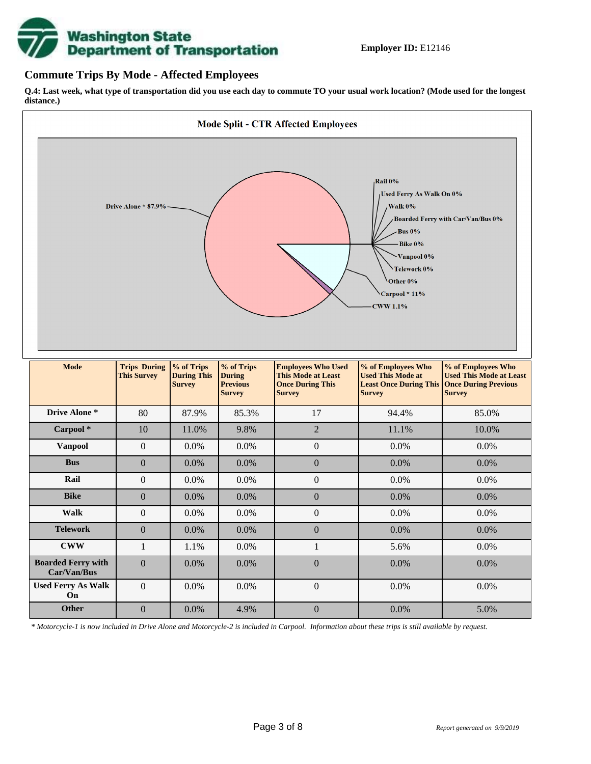**Employer ID:** E12146

## Commute Trips By Mode - Affected Employees

**Q.4: Last week, what type of transportation did you use each day to commute TO your usual work location? (Mode used for the longest distance.)**

**Mode Split - CTR Affected Employees**

Drive Alone * 87.9%
Rail 0%
Used Ferry As Walk On 0%
Walk 0%
Boarded Ferry with Car/Van/Bus 0%
Bus 0%
Bike 0%
Vanpool 0%
Telework 0%
Other 0%
Carpool * 11%
CWW 1.1%

| Mode | Trips During This Survey | % of Trips During This Survey | % of Trips During Previous Survey | Employees Who Used This Mode at Least Once During This Survey | % of Employees Who Used This Mode at Least Once During This Survey | % of Employees Who Used This Mode at Least Once During Previous Survey |
|---|---|---|---|---|---|---|
| **Drive Alone *** | 80 | 87.9% | 85.3% | 17 | 94.4% | 85.0% |
| **Carpool *** | 10 | 11.0% | 9.8% | 2 | 11.1% | 10.0% |
| **Vanpool** | 0 | 0.0% | 0.0% | 0 | 0.0% | 0.0% |
| **Bus** | 0 | 0.0% | 0.0% | 0 | 0.0% | 0.0% |
| **Rail** | 0 | 0.0% | 0.0% | 0 | 0.0% | 0.0% |
| **Bike** | 0 | 0.0% | 0.0% | 0 | 0.0% | 0.0% |
| **Walk** | 0 | 0.0% | 0.0% | 0 | 0.0% | 0.0% |
| **Telework** | 0 | 0.0% | 0.0% | 0 | 0.0% | 0.0% |
| **CWW** | 1 | 1.1% | 0.0% | 1 | 5.6% | 0.0% |
| **Boarded Ferry with Car/Van/Bus** | 0 | 0.0% | 0.0% | 0 | 0.0% | 0.0% |
| **Used Ferry As Walk On** | 0 | 0.0% | 0.0% | 0 | 0.0% | 0.0% |
| **Other** | 0 | 0.0% | 4.9% | 0 | 0.0% | 5.0% |

*\* Motorcycle-1 is now included in Drive Alone and Motorcycle-2 is included in Carpool. Information about these trips is still available by request.*

*Report generated on 9/9/2019*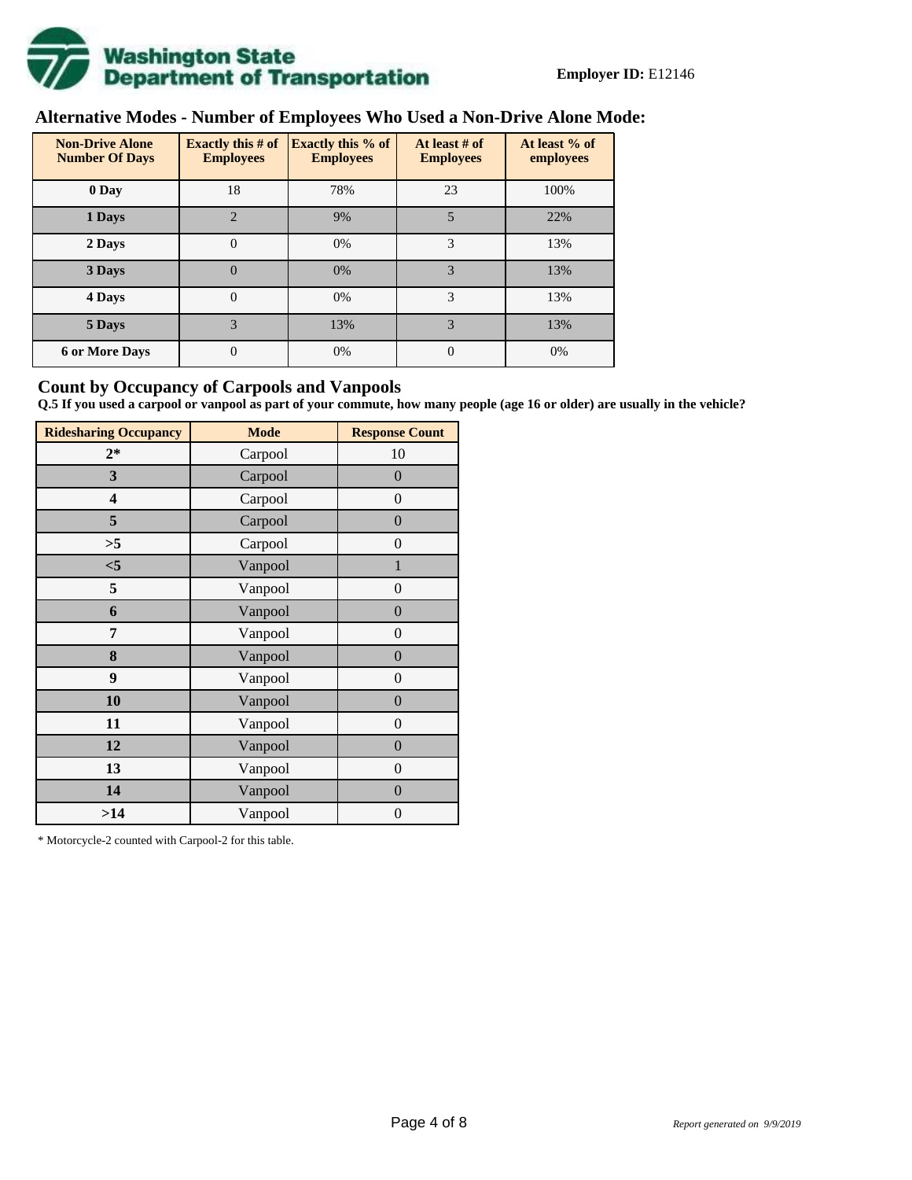**Employer ID:** E12146

## Alternative Modes - Number of Employees Who Used a Non-Drive Alone Mode:

| Non-Drive Alone Number Of Days | Exactly this # of Employees | Exactly this % of Employees | At least # of Employees | At least % of employees |
|---|---|---|---|---|
| 0 Day | 18 | 78% | 23 | 100% |
| 1 Days | 2 | 9% | 5 | 22% |
| 2 Days | 0 | 0% | 3 | 13% |
| 3 Days | 0 | 0% | 3 | 13% |
| 4 Days | 0 | 0% | 3 | 13% |
| 5 Days | 3 | 13% | 3 | 13% |
| 6 or More Days | 0 | 0% | 0 | 0% |

## Count by Occupancy of Carpools and Vanpools

**Q.5 If you used a carpool or vanpool as part of your commute, how many people (age 16 or older) are usually in the vehicle?**

| Ridesharing Occupancy | Mode | Response Count |
|---|---|---|
| 2* | Carpool | 10 |
| 3 | Carpool | 0 |
| 4 | Carpool | 0 |
| 5 | Carpool | 0 |
| >5 | Carpool | 0 |
| <5 | Vanpool | 1 |
| 5 | Vanpool | 0 |
| 6 | Vanpool | 0 |
| 7 | Vanpool | 0 |
| 8 | Vanpool | 0 |
| 9 | Vanpool | 0 |
| 10 | Vanpool | 0 |
| 11 | Vanpool | 0 |
| 12 | Vanpool | 0 |
| 13 | Vanpool | 0 |
| 14 | Vanpool | 0 |
| >14 | Vanpool | 0 |

* Motorcycle-2 counted with Carpool-2 for this table.

*Report generated on 9/9/2019*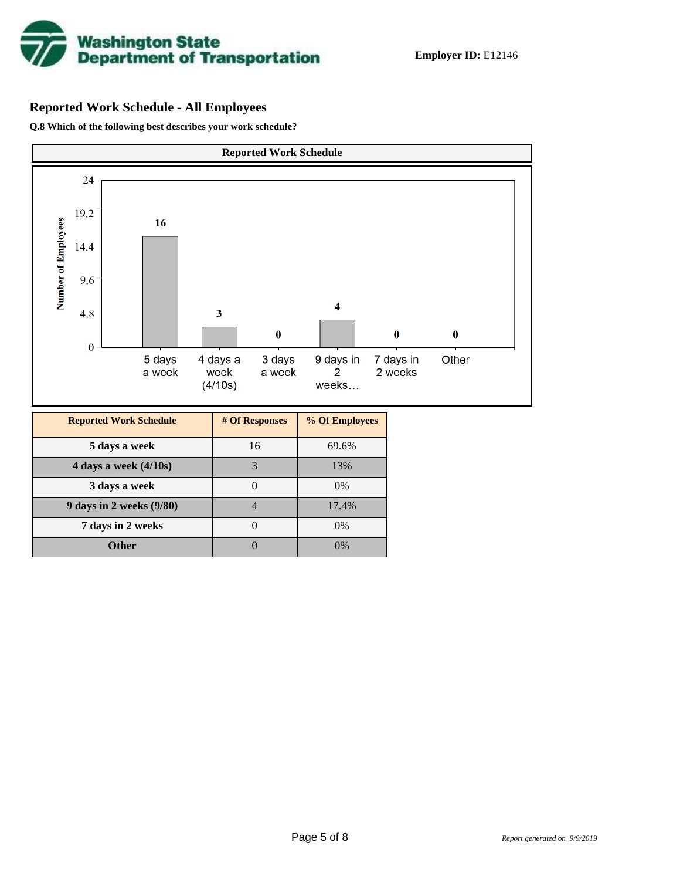**Employer ID:** E12146

## Reported Work Schedule - All Employees

**Q.8 Which of the following best describes your work schedule?**

| Reported Work Schedule | # Of Responses | % Of Employees |
| --- | --- | --- |
| **5 days a week** | 16 | 69.6% |
| **4 days a week (4/10s)** | 3 | 13% |
| **3 days a week** | 0 | 0% |
| **9 days in 2 weeks (9/80)** | 4 | 17.4% |
| **7 days in 2 weeks** | 0 | 0% |
| **Other** | 0 | 0% |

*Report generated on 9/9/2019*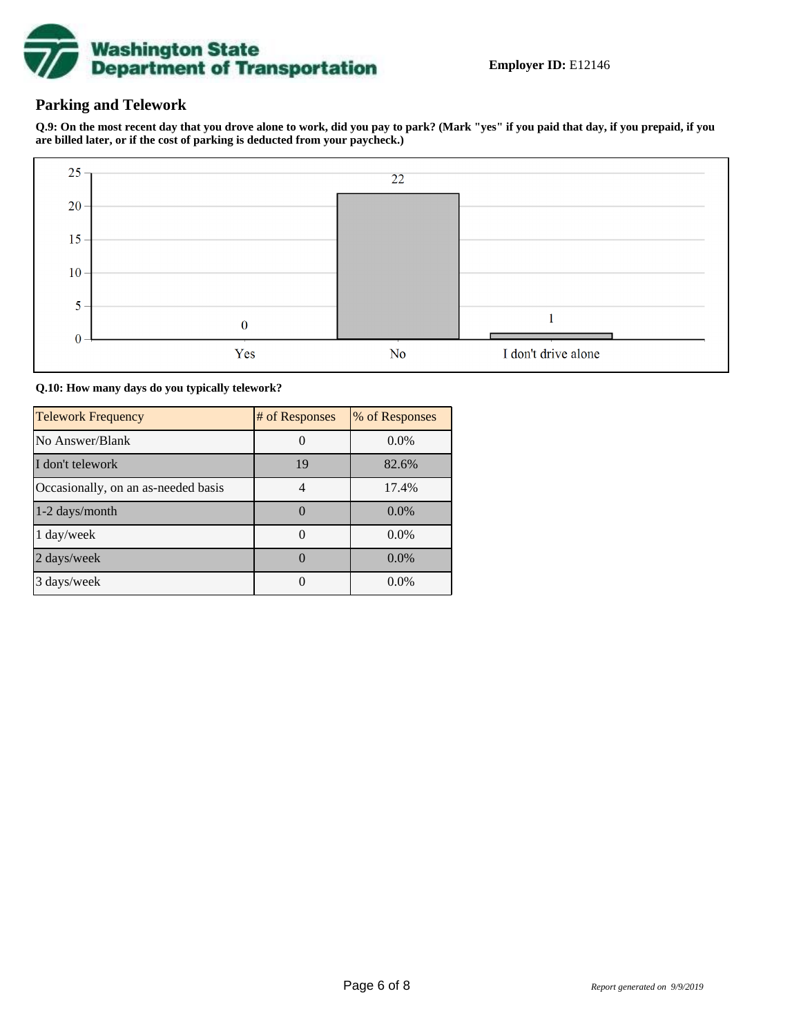Employer ID: E12146

## Parking and Telework

**Q.9: On the most recent day that you drove alone to work, did you pay to park? (Mark "yes" if you paid that day, if you prepaid, if you are billed later, or if the cost of parking is deducted from your paycheck.)**

| Response | Count |
|---|---|
| Yes | 0 |
| No | 22 |
| I don't drive alone | 1 |

**Q.10: How many days do you typically telework?**

| Telework Frequency | # of Responses | % of Responses |
|---|---|---|
| No Answer/Blank | 0 | 0.0% |
| I don't telework | 19 | 82.6% |
| Occasionally, on an as-needed basis | 4 | 17.4% |
| 1-2 days/month | 0 | 0.0% |
| 1 day/week | 0 | 0.0% |
| 2 days/week | 0 | 0.0% |
| 3 days/week | 0 | 0.0% |

*Report generated on 9/9/2019*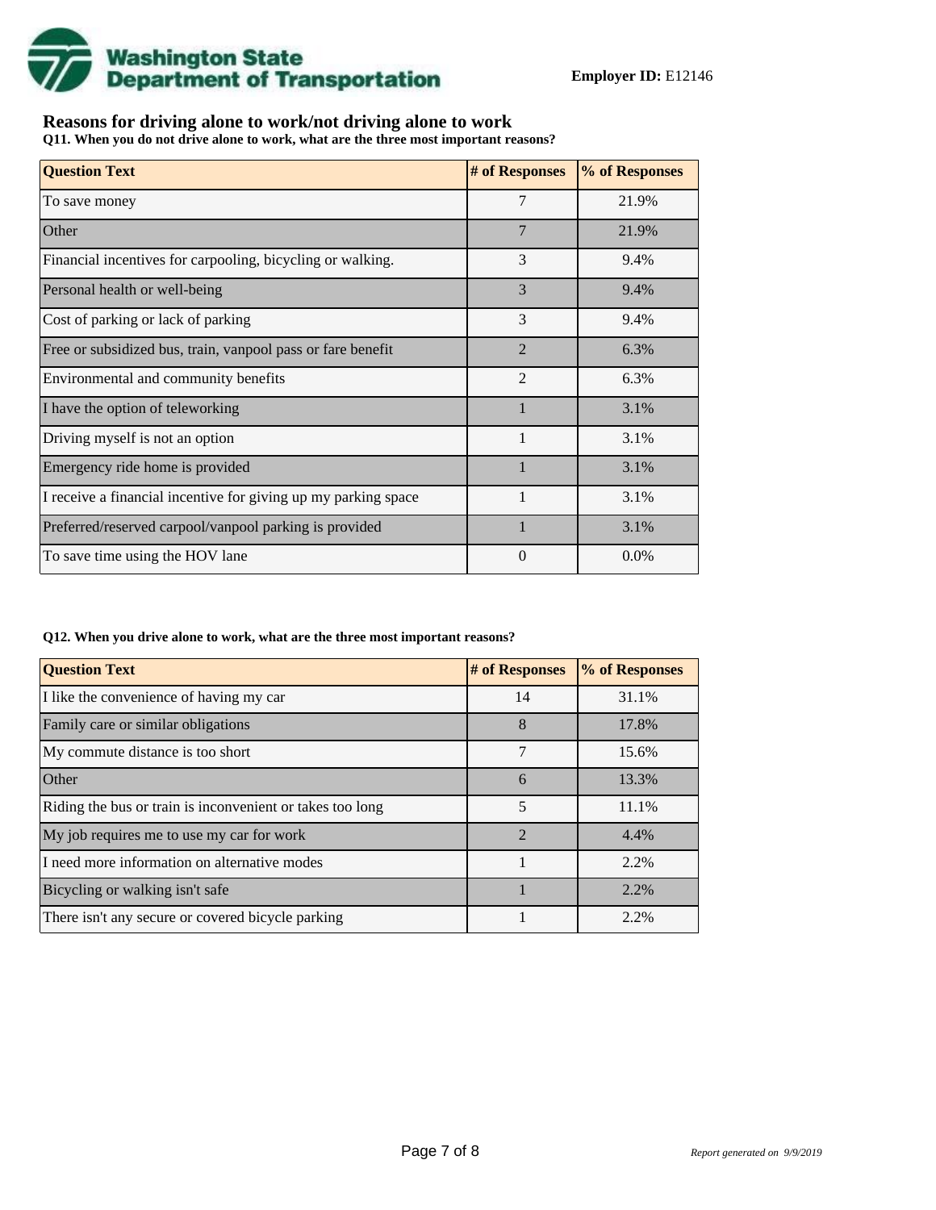**Employer ID:** E12146

## Reasons for driving alone to work/not driving alone to work

**Q11. When you do not drive alone to work, what are the three most important reasons?**

| Question Text | # of Responses | % of Responses |
|---|---|---|
| To save money | 7 | 21.9% |
| Other | 7 | 21.9% |
| Financial incentives for carpooling, bicycling or walking. | 3 | 9.4% |
| Personal health or well-being | 3 | 9.4% |
| Cost of parking or lack of parking | 3 | 9.4% |
| Free or subsidized bus, train, vanpool pass or fare benefit | 2 | 6.3% |
| Environmental and community benefits | 2 | 6.3% |
| I have the option of teleworking | 1 | 3.1% |
| Driving myself is not an option | 1 | 3.1% |
| Emergency ride home is provided | 1 | 3.1% |
| I receive a financial incentive for giving up my parking space | 1 | 3.1% |
| Preferred/reserved carpool/vanpool parking is provided | 1 | 3.1% |
| To save time using the HOV lane | 0 | 0.0% |

**Q12. When you drive alone to work, what are the three most important reasons?**

| Question Text | # of Responses | % of Responses |
|---|---|---|
| I like the convenience of having my car | 14 | 31.1% |
| Family care or similar obligations | 8 | 17.8% |
| My commute distance is too short | 7 | 15.6% |
| Other | 6 | 13.3% |
| Riding the bus or train is inconvenient or takes too long | 5 | 11.1% |
| My job requires me to use my car for work | 2 | 4.4% |
| I need more information on alternative modes | 1 | 2.2% |
| Bicycling or walking isn't safe | 1 | 2.2% |
| There isn't any secure or covered bicycle parking | 1 | 2.2% |

*Report generated on 9/9/2019*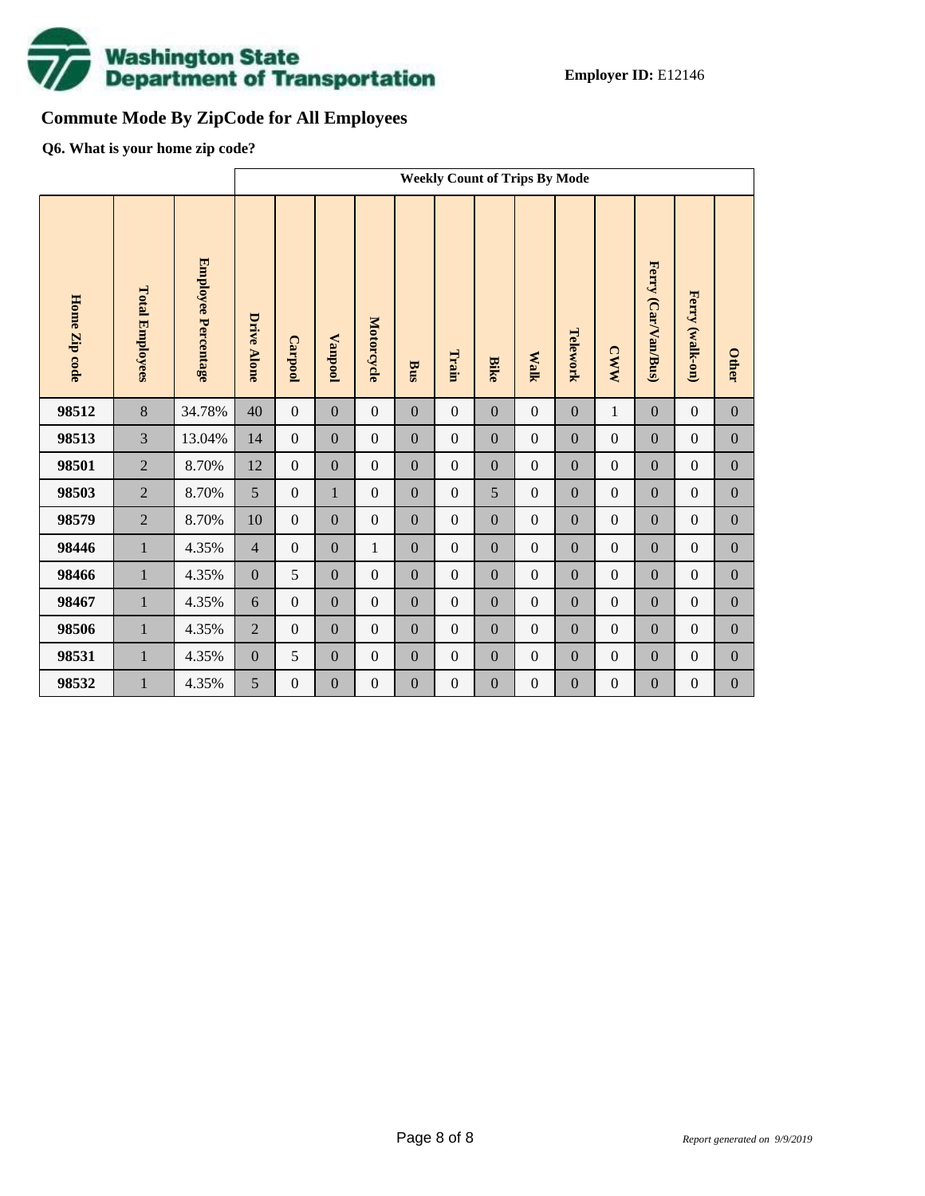**Employer ID:** E12146

## Commute Mode By ZipCode for All Employees

**Q6. What is your home zip code?**

| | | | Weekly Count of Trips By Mode | | | | | | | | | | | | | |
|---|---|---|---|---|---|---|---|---|---|---|---|---|---|---|---|---|
| **Home Zip code** | **Total Employees** | **Employee Percentage** | **Drive Alone** | **Carpool** | **Vanpool** | **Motorcycle** | **Bus** | **Train** | **Bike** | **Walk** | **Telework** | **CWW** | **Ferry (Car/Van/Bus)** | **Ferry (walk-on)** | **Other** |
| **98512** | 8 | 34.78% | 40 | 0 | 0 | 0 | 0 | 0 | 0 | 0 | 0 | 1 | 0 | 0 | 0 |
| **98513** | 3 | 13.04% | 14 | 0 | 0 | 0 | 0 | 0 | 0 | 0 | 0 | 0 | 0 | 0 | 0 |
| **98501** | 2 | 8.70% | 12 | 0 | 0 | 0 | 0 | 0 | 0 | 0 | 0 | 0 | 0 | 0 | 0 |
| **98503** | 2 | 8.70% | 5 | 0 | 1 | 0 | 0 | 0 | 5 | 0 | 0 | 0 | 0 | 0 | 0 |
| **98579** | 2 | 8.70% | 10 | 0 | 0 | 0 | 0 | 0 | 0 | 0 | 0 | 0 | 0 | 0 | 0 |
| **98446** | 1 | 4.35% | 4 | 0 | 0 | 1 | 0 | 0 | 0 | 0 | 0 | 0 | 0 | 0 | 0 |
| **98466** | 1 | 4.35% | 0 | 5 | 0 | 0 | 0 | 0 | 0 | 0 | 0 | 0 | 0 | 0 | 0 |
| **98467** | 1 | 4.35% | 6 | 0 | 0 | 0 | 0 | 0 | 0 | 0 | 0 | 0 | 0 | 0 | 0 |
| **98506** | 1 | 4.35% | 2 | 0 | 0 | 0 | 0 | 0 | 0 | 0 | 0 | 0 | 0 | 0 | 0 |
| **98531** | 1 | 4.35% | 0 | 5 | 0 | 0 | 0 | 0 | 0 | 0 | 0 | 0 | 0 | 0 | 0 |
| **98532** | 1 | 4.35% | 5 | 0 | 0 | 0 | 0 | 0 | 0 | 0 | 0 | 0 | 0 | 0 | 0 |

*Report generated on 9/9/2019*